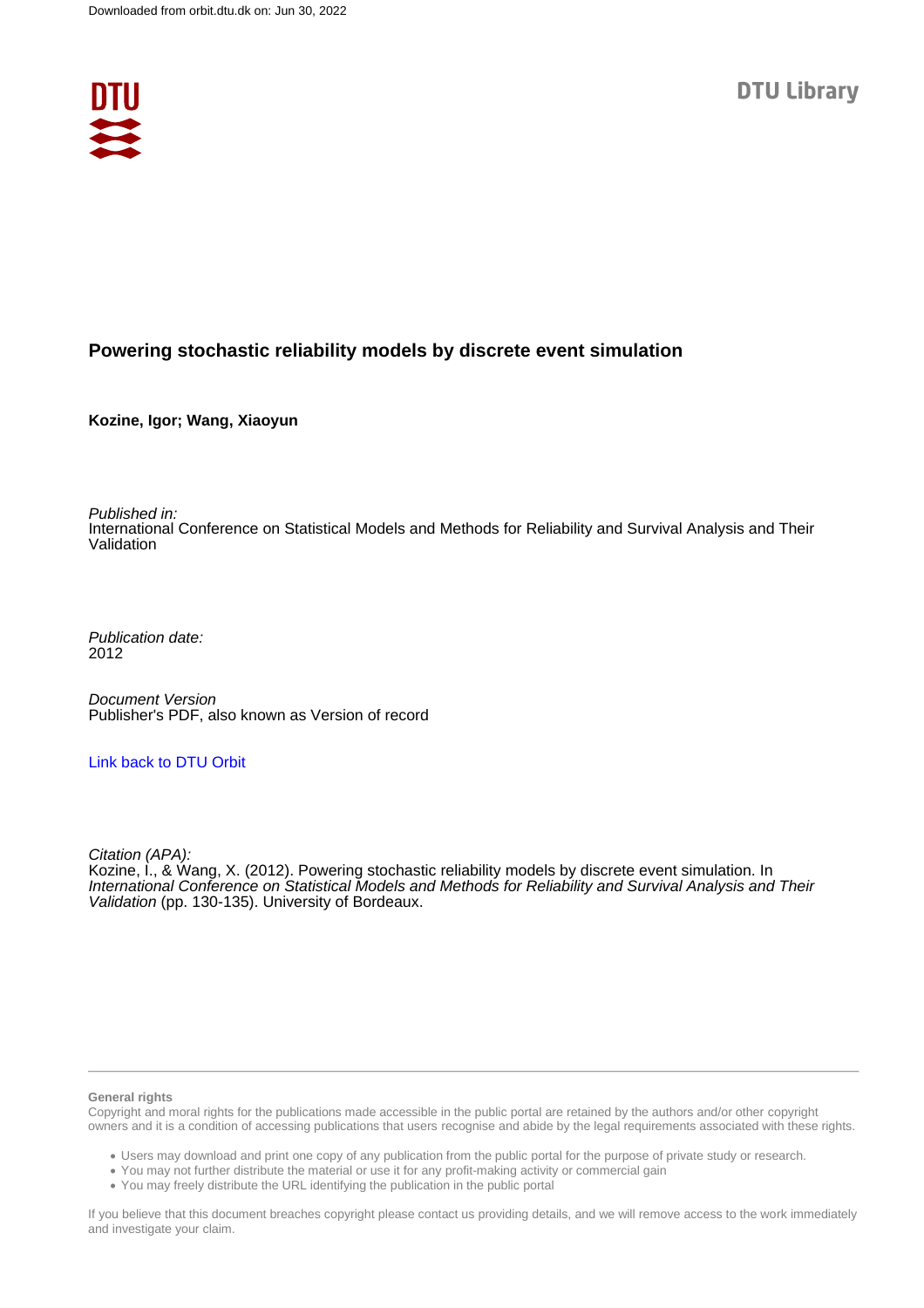# Powering stochastic reliability models by discrete event simulation

**Kozine, Igor; Wang, Xiaoyun**

*Published in:*
International Conference on Statistical Models and Methods for Reliability and Survival Analysis and Their Validation

*Publication date:*
2012

*Document Version*
Publisher's PDF, also known as Version of record

Link back to DTU Orbit

*Citation (APA):*
Kozine, I., & Wang, X. (2012). Powering stochastic reliability models by discrete event simulation. In *International Conference on Statistical Models and Methods for Reliability and Survival Analysis and Their Validation* (pp. 130-135). University of Bordeaux.

**General rights**
Copyright and moral rights for the publications made accessible in the public portal are retained by the authors and/or other copyright owners and it is a condition of accessing publications that users recognise and abide by the legal requirements associated with these rights.

- Users may download and print one copy of any publication from the public portal for the purpose of private study or research.
- You may not further distribute the material or use it for any profit-making activity or commercial gain
- You may freely distribute the URL identifying the publication in the public portal

If you believe that this document breaches copyright please contact us providing details, and we will remove access to the work immediately and investigate your claim.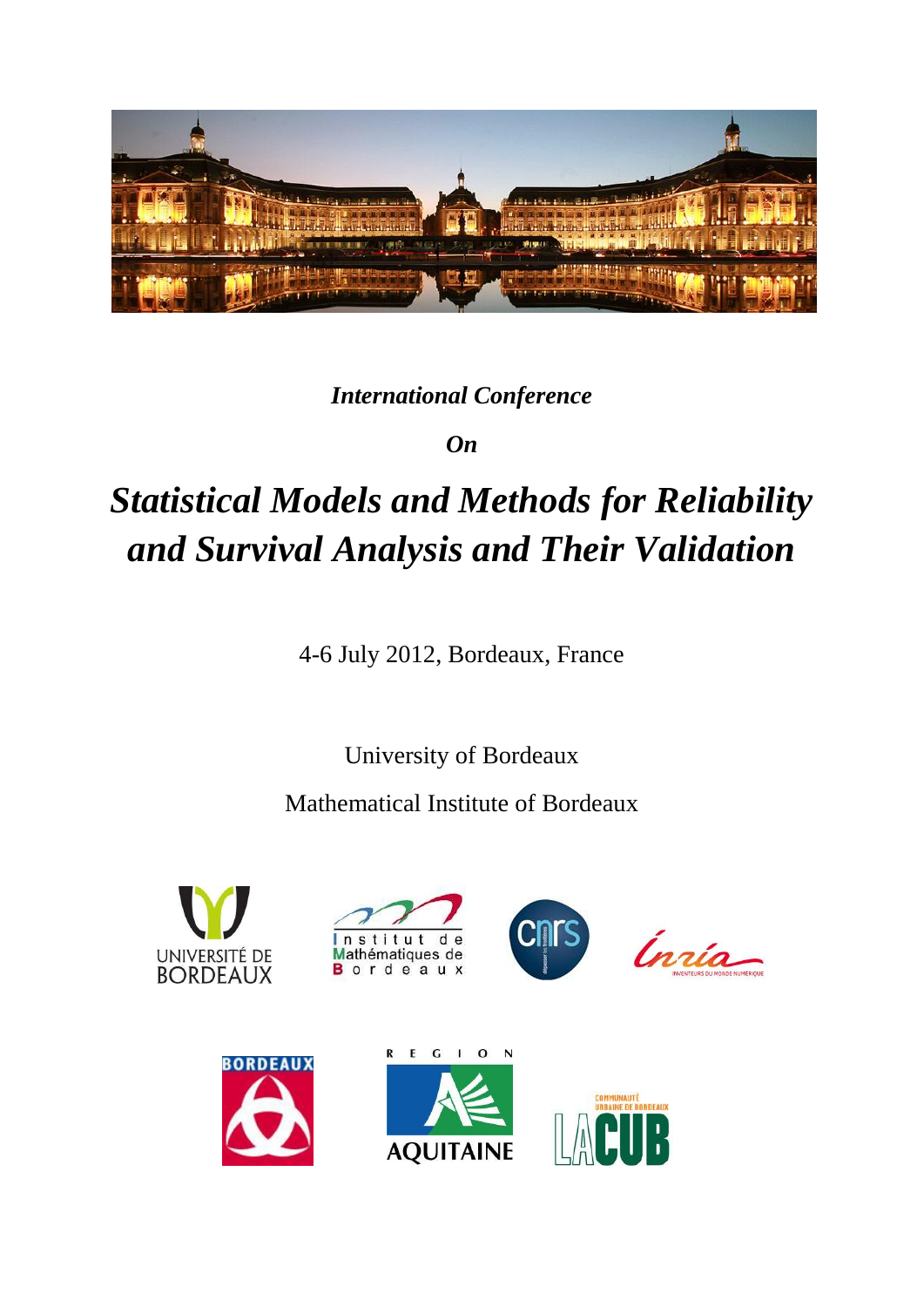*International Conference*

*On*

# *Statistical Models and Methods for Reliability and Survival Analysis and Their Validation*

4-6 July 2012, Bordeaux, France

University of Bordeaux

Mathematical Institute of Bordeaux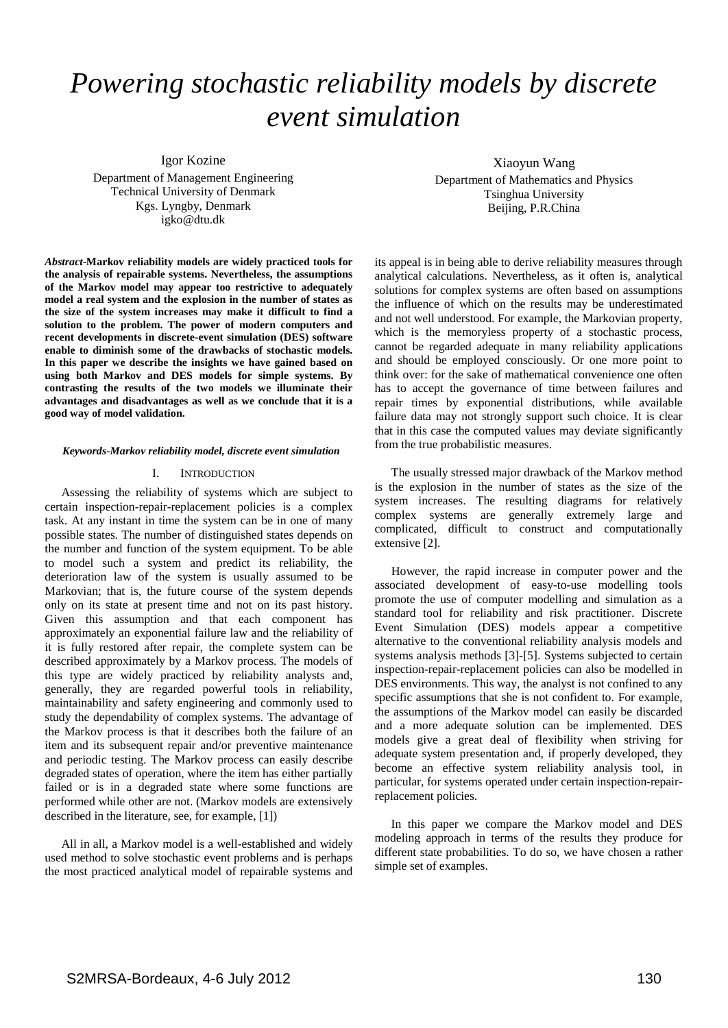# *Powering stochastic reliability models by discrete event simulation*

Igor Kozine
Department of Management Engineering
Technical University of Denmark
Kgs. Lyngby, Denmark
igko@dtu.dk

Xiaoyun Wang
Department of Mathematics and Physics
Tsinghua University
Beijing, P.R.China

***Abstract*-Markov reliability models are widely practiced tools for the analysis of repairable systems. Nevertheless, the assumptions of the Markov model may appear too restrictive to adequately model a real system and the explosion in the number of states as the size of the system increases may make it difficult to find a solution to the problem. The power of modern computers and recent developments in discrete-event simulation (DES) software enable to diminish some of the drawbacks of stochastic models. In this paper we describe the insights we have gained based on using both Markov and DES models for simple systems. By contrasting the results of the two models we illuminate their advantages and disadvantages as well as we conclude that it is a good way of model validation.**

***Keywords-Markov reliability model, discrete event simulation***

## I. Introduction

Assessing the reliability of systems which are subject to certain inspection-repair-replacement policies is a complex task. At any instant in time the system can be in one of many possible states. The number of distinguished states depends on the number and function of the system equipment. To be able to model such a system and predict its reliability, the deterioration law of the system is usually assumed to be Markovian; that is, the future course of the system depends only on its state at present time and not on its past history. Given this assumption and that each component has approximately an exponential failure law and the reliability of it is fully restored after repair, the complete system can be described approximately by a Markov process. The models of this type are widely practiced by reliability analysts and, generally, they are regarded powerful tools in reliability, maintainability and safety engineering and commonly used to study the dependability of complex systems. The advantage of the Markov process is that it describes both the failure of an item and its subsequent repair and/or preventive maintenance and periodic testing. The Markov process can easily describe degraded states of operation, where the item has either partially failed or is in a degraded state where some functions are performed while other are not. (Markov models are extensively described in the literature, see, for example, [1])

All in all, a Markov model is a well-established and widely used method to solve stochastic event problems and is perhaps the most practiced analytical model of repairable systems and its appeal is in being able to derive reliability measures through analytical calculations. Nevertheless, as it often is, analytical solutions for complex systems are often based on assumptions the influence of which on the results may be underestimated and not well understood. For example, the Markovian property, which is the memoryless property of a stochastic process, cannot be regarded adequate in many reliability applications and should be employed consciously. Or one more point to think over: for the sake of mathematical convenience one often has to accept the governance of time between failures and repair times by exponential distributions, while available failure data may not strongly support such choice. It is clear that in this case the computed values may deviate significantly from the true probabilistic measures.

The usually stressed major drawback of the Markov method is the explosion in the number of states as the size of the system increases. The resulting diagrams for relatively complex systems are generally extremely large and complicated, difficult to construct and computationally extensive [2].

However, the rapid increase in computer power and the associated development of easy-to-use modelling tools promote the use of computer modelling and simulation as a standard tool for reliability and risk practitioner. Discrete Event Simulation (DES) models appear a competitive alternative to the conventional reliability analysis models and systems analysis methods [3]-[5]. Systems subjected to certain inspection-repair-replacement policies can also be modelled in DES environments. This way, the analyst is not confined to any specific assumptions that she is not confident to. For example, the assumptions of the Markov model can easily be discarded and a more adequate solution can be implemented. DES models give a great deal of flexibility when striving for adequate system presentation and, if properly developed, they become an effective system reliability analysis tool, in particular, for systems operated under certain inspection-repair-replacement policies.

In this paper we compare the Markov model and DES modeling approach in terms of the results they produce for different state probabilities. To do so, we have chosen a rather simple set of examples.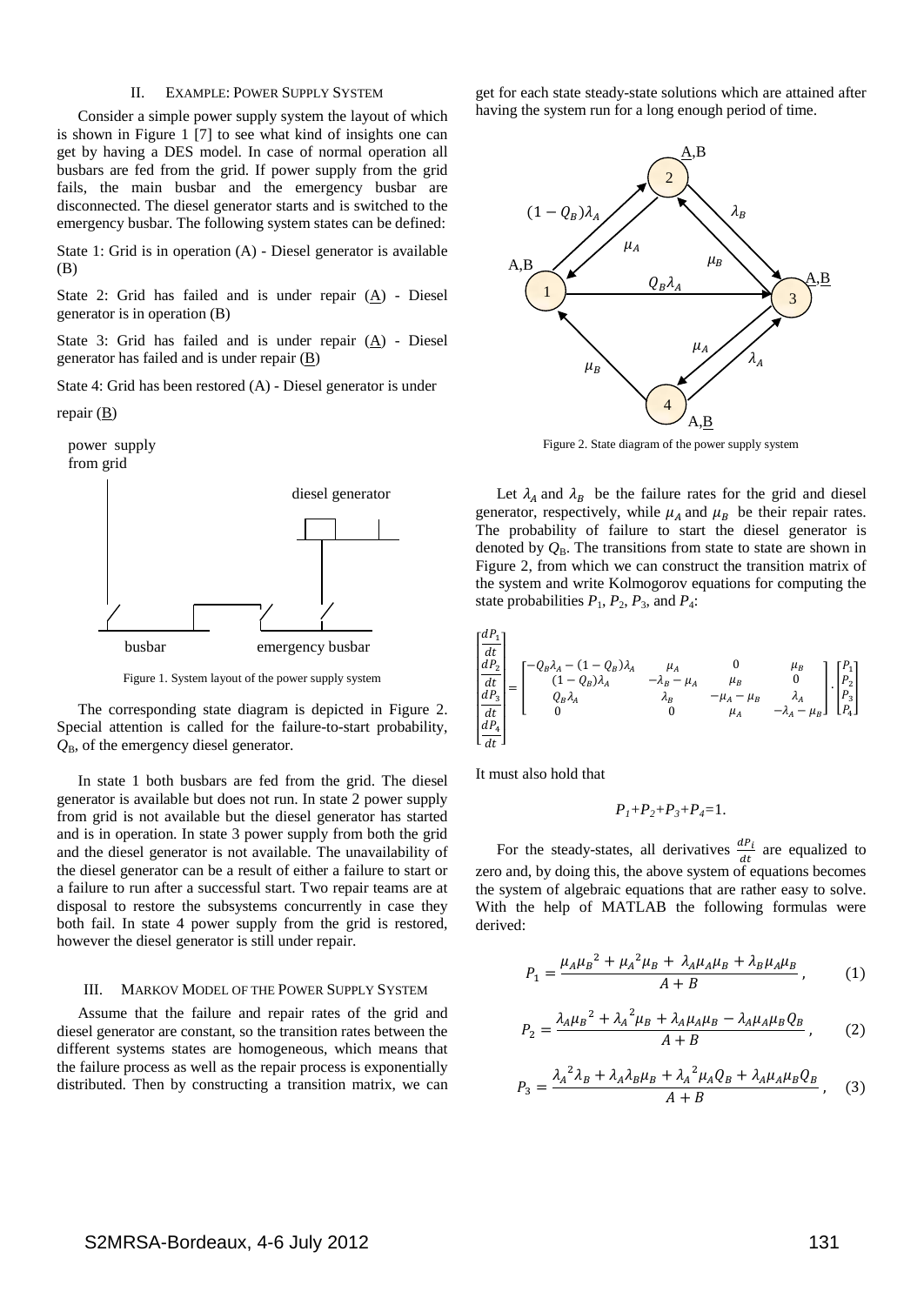## II. EXAMPLE: POWER SUPPLY SYSTEM

Consider a simple power supply system the layout of which is shown in Figure 1 [7] to see what kind of insights one can get by having a DES model. In case of normal operation all busbars are fed from the grid. If power supply from the grid fails, the main busbar and the emergency busbar are disconnected. The diesel generator starts and is switched to the emergency busbar. The following system states can be defined:

State 1: Grid is in operation (A) - Diesel generator is available (B)

State 2: Grid has failed and is under repair ($\underline{A}$) - Diesel generator is in operation (B)

State 3: Grid has failed and is under repair ($\underline{A}$) - Diesel generator has failed and is under repair ($\underline{B}$)

State 4: Grid has been restored (A) - Diesel generator is under repair ($\underline{B}$)

Figure 1. System layout of the power supply system

The corresponding state diagram is depicted in Figure 2. Special attention is called for the failure-to-start probability, $Q_B$, of the emergency diesel generator.

In state 1 both busbars are fed from the grid. The diesel generator is available but does not run. In state 2 power supply from grid is not available but the diesel generator has started and is in operation. In state 3 power supply from both the grid and the diesel generator is not available. The unavailability of the diesel generator can be a result of either a failure to start or a failure to run after a successful start. Two repair teams are at disposal to restore the subsystems concurrently in case they both fail. In state 4 power supply from the grid is restored, however the diesel generator is still under repair.

## III. MARKOV MODEL OF THE POWER SUPPLY SYSTEM

Assume that the failure and repair rates of the grid and diesel generator are constant, so the transition rates between the different systems states are homogeneous, which means that the failure process as well as the repair process is exponentially distributed. Then by constructing a transition matrix, we can get for each state steady-state solutions which are attained after having the system run for a long enough period of time.

Figure 2. State diagram of the power supply system

Let $\lambda_A$ and $\lambda_B$ be the failure rates for the grid and diesel generator, respectively, while $\mu_A$ and $\mu_B$ be their repair rates. The probability of failure to start the diesel generator is denoted by $Q_B$. The transitions from state to state are shown in Figure 2, from which we can construct the transition matrix of the system and write Kolmogorov equations for computing the state probabilities $P_1$, $P_2$, $P_3$, and $P_4$:

$$\begin{bmatrix} \frac{dP_1}{dt} \\ \frac{dP_2}{dt} \\ \frac{dP_3}{dt} \\ \frac{dP_4}{dt} \end{bmatrix} = \begin{bmatrix} -Q_B\lambda_A-(1-Q_B)\lambda_A & \mu_A & 0 & \mu_B \\ (1-Q_B)\lambda_A & -\lambda_B-\mu_A & \mu_B & 0 \\ Q_B\lambda_A & \lambda_B & -\mu_A-\mu_B & \lambda_A \\ 0 & 0 & \mu_A & -\lambda_A-\mu_B \end{bmatrix} \cdot \begin{bmatrix} P_1 \\ P_2 \\ P_3 \\ P_4 \end{bmatrix}$$

It must also hold that

$$P_1+P_2+P_3+P_4=1.$$

For the steady-states, all derivatives $\frac{dP_i}{dt}$ are equalized to zero and, by doing this, the above system of equations becomes the system of algebraic equations that are rather easy to solve. With the help of MATLAB the following formulas were derived:

$$P_1 = \frac{\mu_A\mu_B{}^2 + \mu_A{}^2\mu_B + \lambda_A\mu_A\mu_B + \lambda_B\mu_A\mu_B}{A+B}, \qquad (1)$$

$$P_2 = \frac{\lambda_A\mu_B{}^2 + \lambda_A{}^2\mu_B + \lambda_A\mu_A\mu_B - \lambda_A\mu_A\mu_B Q_B}{A+B}, \qquad (2)$$

$$P_3 = \frac{\lambda_A{}^2\lambda_B + \lambda_A\lambda_B\mu_B + \lambda_A{}^2\mu_A Q_B + \lambda_A\mu_A\mu_B Q_B}{A+B}, \qquad (3)$$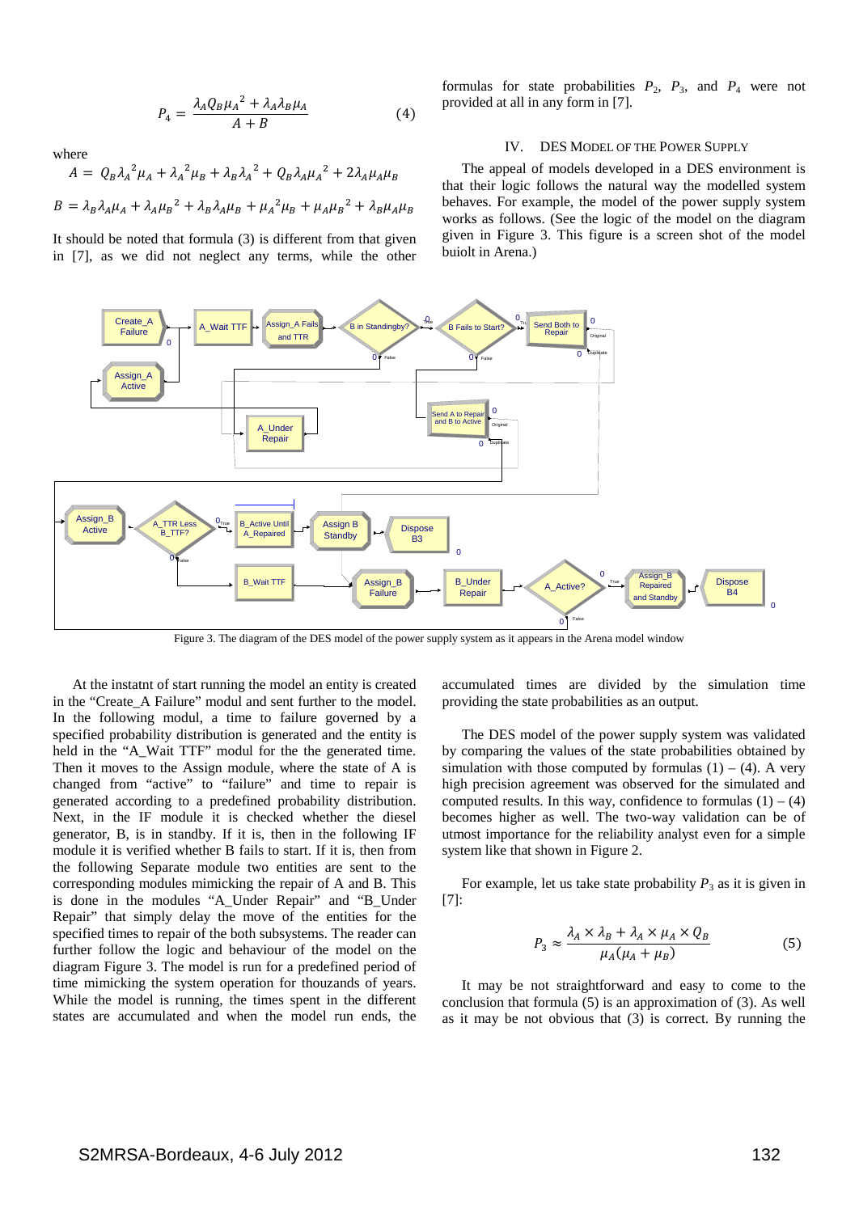$$P_4 = \frac{\lambda_A Q_B \mu_A{}^2 + \lambda_A \lambda_B \mu_A}{A + B} \tag{4}$$

where

$$A = Q_B \lambda_A{}^2 \mu_A + \lambda_A{}^2 \mu_B + \lambda_B \lambda_A{}^2 + Q_B \lambda_A \mu_A{}^2 + 2\lambda_A \mu_A \mu_B$$

$$B = \lambda_B \lambda_A \mu_A + \lambda_A \mu_B{}^2 + \lambda_B \lambda_A \mu_B + \mu_A{}^2 \mu_B + \mu_A \mu_B{}^2 + \lambda_B \mu_A \mu_B$$

It should be noted that formula (3) is different from that given in [7], as we did not neglect any terms, while the other formulas for state probabilities $P_2$, $P_3$, and $P_4$ were not provided at all in any form in [7].

## IV. DES Model of the Power Supply

The appeal of models developed in a DES environment is that their logic follows the natural way the modelled system behaves. For example, the model of the power supply system works as follows. (See the logic of the model on the diagram given in Figure 3. This figure is a screen shot of the model buiolt in Arena.)

Figure 3. The diagram of the DES model of the power supply system as it appears in the Arena model window

At the instatnt of start running the model an entity is created in the "Create_A Failure" modul and sent further to the model. In the following modul, a time to failure governed by a specified probability distribution is generated and the entity is held in the "A_Wait TTF" modul for the generated time. Then it moves to the Assign module, where the state of A is changed from "active" to "failure" and time to repair is generated according to a predefined probability distribution. Next, in the IF module it is checked whether the diesel generator, B, is in standby. If it is, then in the following IF module it is verified whether B fails to start. If it is, then from the following Separate module two entities are sent to the corresponding modules mimicking the repair of A and B. This is done in the modules "A_Under Repair" and "B_Under Repair" that simply delay the move of the entities for the specified times to repair of the both subsystems. The reader can further follow the logic and behaviour of the model on the diagram Figure 3. The model is run for a predefined period of time mimicking the system operation for thouzands of years. While the model is running, the times spent in the different states are accumulated and when the model run ends, the accumulated times are divided by the simulation time providing the state probabilities as an output.

The DES model of the power supply system was validated by comparing the values of the state probabilities obtained by simulation with those computed by formulas (1) – (4). A very high precision agreement was observed for the simulated and computed results. In this way, confidence to formulas (1) – (4) becomes higher as well. The two-way validation can be of utmost importance for the reliability analyst even for a simple system like that shown in Figure 2.

For example, let us take state probability $P_3$ as it is given in [7]:

$$P_3 \approx \frac{\lambda_A \times \lambda_B + \lambda_A \times \mu_A \times Q_B}{\mu_A(\mu_A + \mu_B)} \tag{5}$$

It may be not straightforward and easy to come to the conclusion that formula (5) is an approximation of (3). As well as it may be not obvious that (3) is correct. By running the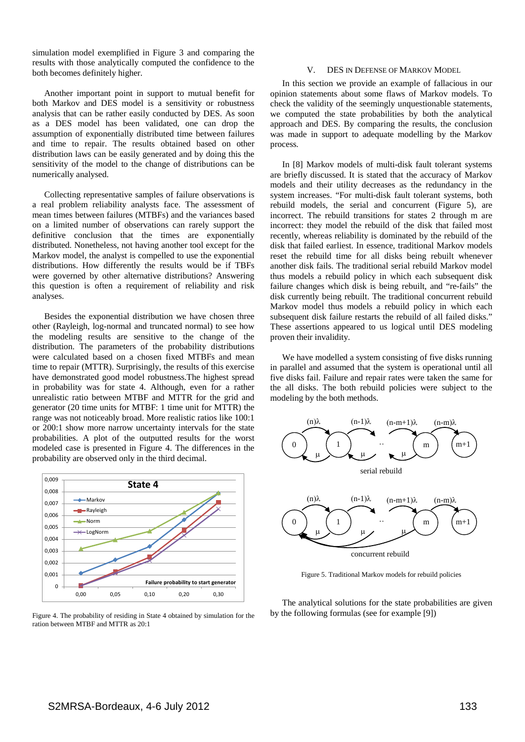simulation model exemplified in Figure 3 and comparing the results with those analytically computed the confidence to the both becomes definitely higher.

Another important point in support to mutual benefit for both Markov and DES model is a sensitivity or robustness analysis that can be rather easily conducted by DES. As soon as a DES model has been validated, one can drop the assumption of exponentially distributed time between failures and time to repair. The results obtained based on other distribution laws can be easily generated and by doing this the sensitivity of the model to the change of distributions can be numerically analysed.

Collecting representative samples of failure observations is a real problem reliability analysts face. The assessment of mean times between failures (MTBFs) and the variances based on a limited number of observations can rarely support the definitive conclusion that the times are exponentially distributed. Nonetheless, not having another tool except for the Markov model, the analyst is compelled to use the exponential distributions. How differently the results would be if TBFs were governed by other alternative distributions? Answering this question is often a requirement of reliability and risk analyses.

Besides the exponential distribution we have chosen three other (Rayleigh, log-normal and truncated normal) to see how the modeling results are sensitive to the change of the distribution. The parameters of the probability distributions were calculated based on a chosen fixed MTBFs and mean time to repair (MTTR). Surprisingly, the results of this exercise have demonstrated good model robustness.The highest spread in probability was for state 4. Although, even for a rather unrealistic ratio between MTBF and MTTR for the grid and generator (20 time units for MTBF: 1 time unit for MTTR) the range was not noticeably broad. More realistic ratios like 100:1 or 200:1 show more narrow uncertainty intervals for the state probabilities. A plot of the outputted results for the worst modeled case is presented in Figure 4. The differences in the probability are observed only in the third decimal.

Figure 4. The probability of residing in State 4 obtained by simulation for the ration between MTBF and MTTR as 20:1

## V. DES in Defense of Markov Model

In this section we provide an example of fallacious in our opinion statements about some flaws of Markov models. To check the validity of the seemingly unquestionable statements, we computed the state probabilities by both the analytical approach and DES. By comparing the results, the conclusion was made in support to adequate modelling by the Markov process.

In [8] Markov models of multi-disk fault tolerant systems are briefly discussed. It is stated that the accuracy of Markov models and their utility decreases as the redundancy in the system increases. "For multi-disk fault tolerant systems, both rebuild models, the serial and concurrent (Figure 5), are incorrect. The rebuild transitions for states 2 through m are incorrect: they model the rebuild of the disk that failed most recently, whereas reliability is dominated by the rebuild of the disk that failed earliest. In essence, traditional Markov models reset the rebuild time for all disks being rebuilt whenever another disk fails. The traditional serial rebuild Markov model thus models a rebuild policy in which each subsequent disk failure changes which disk is being rebuilt, and "re-fails" the disk currently being rebuilt. The traditional concurrent rebuild Markov model thus models a rebuild policy in which each subsequent disk failure restarts the rebuild of all failed disks." These assertions appeared to us logical until DES modeling proven their invalidity.

We have modelled a system consisting of five disks running in parallel and assumed that the system is operational until all five disks fail. Failure and repair rates were taken the same for the all disks. The both rebuild policies were subject to the modeling by the both methods.

Figure 5. Traditional Markov models for rebuild policies

The analytical solutions for the state probabilities are given by the following formulas (see for example [9])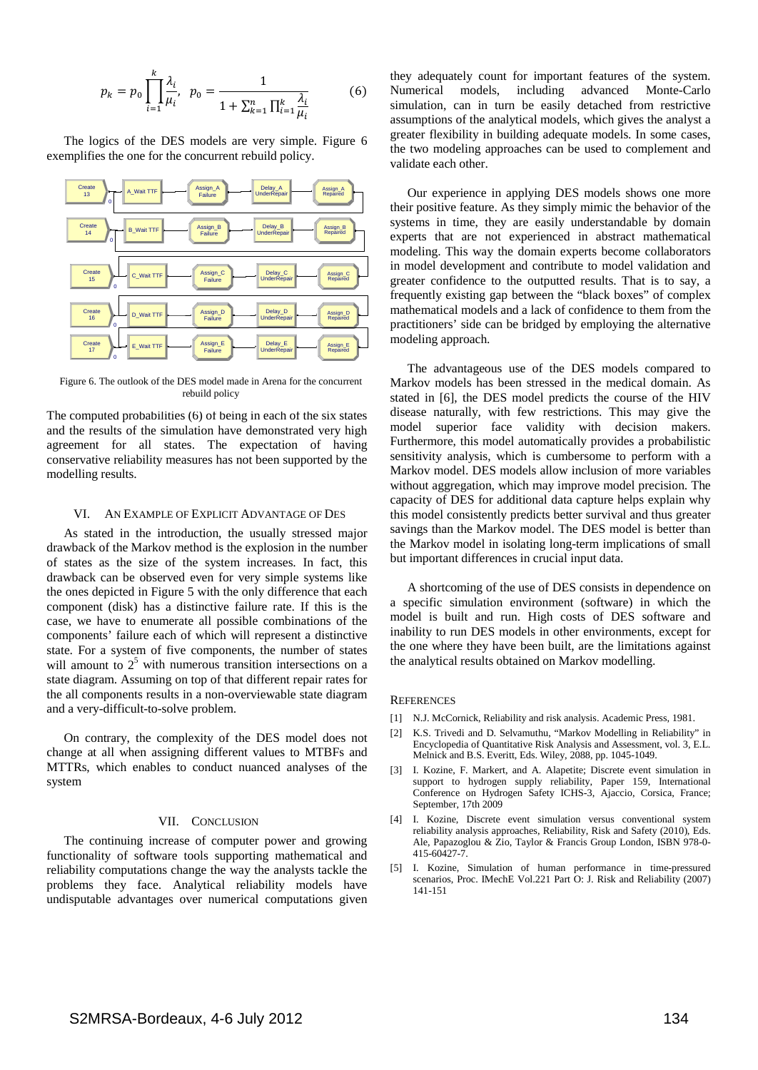$$p_k = p_0 \prod_{i=1}^{k} \frac{\lambda_i}{\mu_i}, \quad p_0 = \frac{1}{1 + \sum_{k=1}^{n} \prod_{i=1}^{k} \frac{\lambda_i}{\mu_i}} \qquad (6)$$

The logics of the DES models are very simple. Figure 6 exemplifies the one for the concurrent rebuild policy.

Figure 6. The outlook of the DES model made in Arena for the concurrent rebuild policy

The computed probabilities (6) of being in each of the six states and the results of the simulation have demonstrated very high agreement for all states. The expectation of having conservative reliability measures has not been supported by the modelling results.

## VI. An Example of Explicit Advantage of DES

As stated in the introduction, the usually stressed major drawback of the Markov method is the explosion in the number of states as the size of the system increases. In fact, this drawback can be observed even for very simple systems like the ones depicted in Figure 5 with the only difference that each component (disk) has a distinctive failure rate. If this is the case, we have to enumerate all possible combinations of the components' failure each of which will represent a distinctive state. For a system of five components, the number of states will amount to $2^5$ with numerous transition intersections on a state diagram. Assuming on top of that different repair rates for the all components results in a non-overviewable state diagram and a very-difficult-to-solve problem.

On contrary, the complexity of the DES model does not change at all when assigning different values to MTBFs and MTTRs, which enables to conduct nuanced analyses of the system

## VII. Conclusion

The continuing increase of computer power and growing functionality of software tools supporting mathematical and reliability computations change the way the analysts tackle the problems they face. Analytical reliability models have undisputable advantages over numerical computations given they adequately count for important features of the system. Numerical models, including advanced Monte-Carlo simulation, can in turn be easily detached from restrictive assumptions of the analytical models, which gives the analyst a greater flexibility in building adequate models. In some cases, the two modeling approaches can be used to complement and validate each other.

Our experience in applying DES models shows one more their positive feature. As they simply mimic the behavior of the systems in time, they are easily understandable by domain experts that are not experienced in abstract mathematical modeling. This way the domain experts become collaborators in model development and contribute to model validation and greater confidence to the outputted results. That is to say, a frequently existing gap between the "black boxes" of complex mathematical models and a lack of confidence to them from the practitioners' side can be bridged by employing the alternative modeling approach.

The advantageous use of the DES models compared to Markov models has been stressed in the medical domain. As stated in [6], the DES model predicts the course of the HIV disease naturally, with few restrictions. This may give the model superior face validity with decision makers. Furthermore, this model automatically provides a probabilistic sensitivity analysis, which is cumbersome to perform with a Markov model. DES models allow inclusion of more variables without aggregation, which may improve model precision. The capacity of DES for additional data capture helps explain why this model consistently predicts better survival and thus greater savings than the Markov model. The DES model is better than the Markov model in isolating long-term implications of small but important differences in crucial input data.

A shortcoming of the use of DES consists in dependence on a specific simulation environment (software) in which the model is built and run. High costs of DES software and inability to run DES models in other environments, except for the one where they have been built, are the limitations against the analytical results obtained on Markov modelling.

## References

[1] N.J. McCornick, Reliability and risk analysis. Academic Press, 1981.

[2] K.S. Trivedi and D. Selvamuthu, "Markov Modelling in Reliability" in Encyclopedia of Quantitative Risk Analysis and Assessment, vol. 3, E.L. Melnick and B.S. Everitt, Eds. Wiley, 2088, pp. 1045-1049.

[3] I. Kozine, F. Markert, and A. Alapetite; Discrete event simulation in support to hydrogen supply reliability, Paper 159, International Conference on Hydrogen Safety ICHS-3, Ajaccio, Corsica, France; September, 17th 2009

[4] I. Kozine, Discrete event simulation versus conventional system reliability analysis approaches, Reliability, Risk and Safety (2010), Eds. Ale, Papazoglou & Zio, Taylor & Francis Group London, ISBN 978-0-415-60427-7.

[5] I. Kozine, Simulation of human performance in time-pressured scenarios, Proc. IMechE Vol.221 Part O: J. Risk and Reliability (2007) 141-151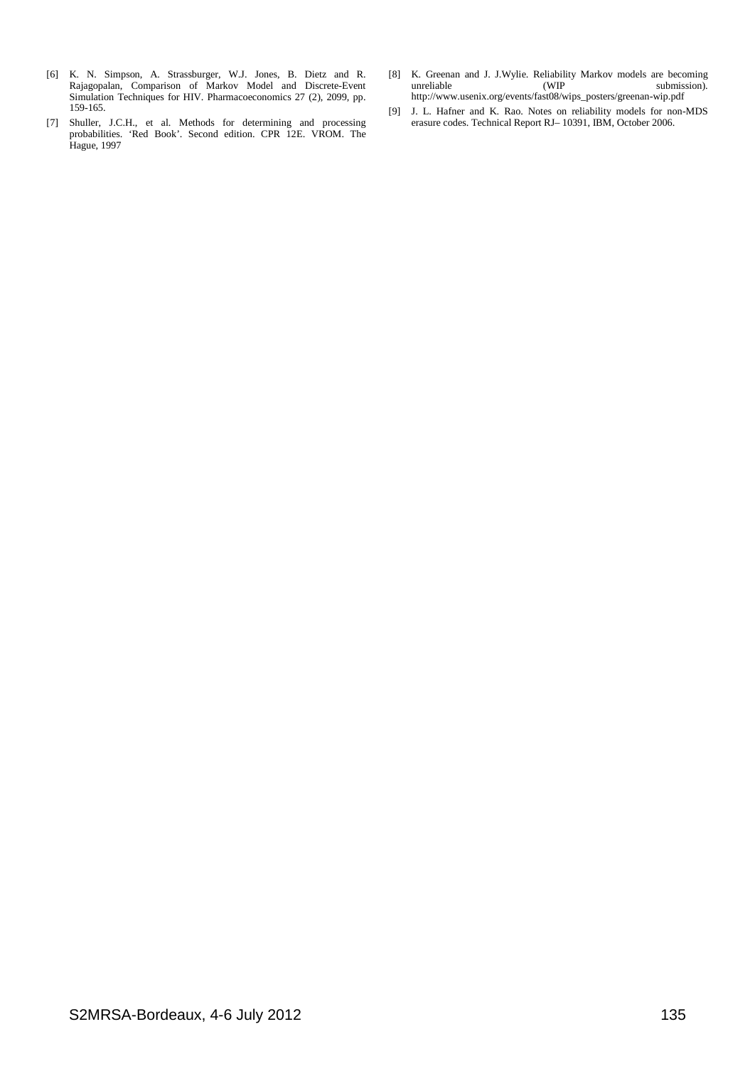[6] K. N. Simpson, A. Strassburger, W.J. Jones, B. Dietz and R. Rajagopalan, Comparison of Markov Model and Discrete-Event Simulation Techniques for HIV. Pharmacoeconomics 27 (2), 2099, pp. 159-165.

[7] Shuller, J.C.H., et al. Methods for determining and processing probabilities. 'Red Book'. Second edition. CPR 12E. VROM. The Hague, 1997

[8] K. Greenan and J. J.Wylie. Reliability Markov models are becoming unreliable (WIP submission). http://www.usenix.org/events/fast08/wips_posters/greenan-wip.pdf

[9] J. L. Hafner and K. Rao. Notes on reliability models for non-MDS erasure codes. Technical Report RJ– 10391, IBM, October 2006.